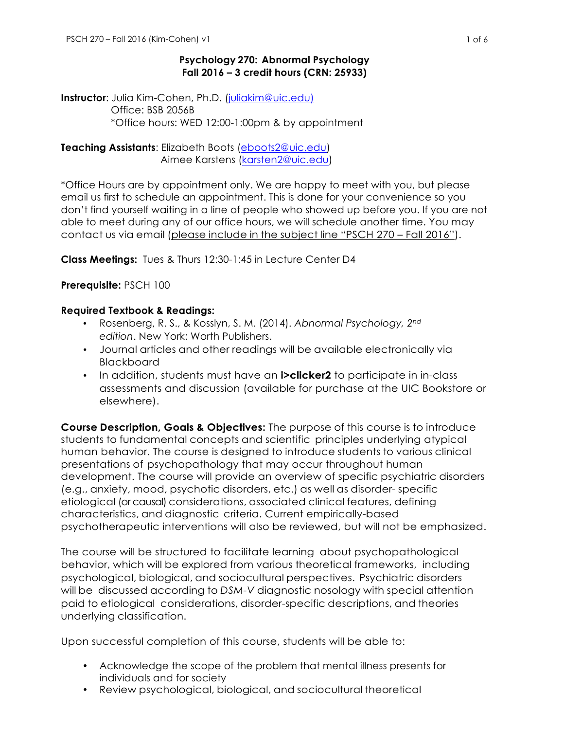# Psychology 270: Abnormal Psychology
## Fall 2016 – 3 credit hours (CRN: 25933)

**Instructor**: Julia Kim-Cohen, Ph.D. (juliakim@uic.edu)
Office: BSB 2056B
*Office hours: WED 12:00-1:00pm & by appointment

**Teaching Assistants**: Elizabeth Boots (eboots2@uic.edu)
Aimee Karstens (karsten2@uic.edu)

*Office Hours are by appointment only. We are happy to meet with you, but please email us first to schedule an appointment. This is done for your convenience so you don't find yourself waiting in a line of people who showed up before you. If you are not able to meet during any of our office hours, we will schedule another time. You may contact us via email (please include in the subject line "PSCH 270 – Fall 2016").

**Class Meetings:** Tues & Thurs 12:30-1:45 in Lecture Center D4

**Prerequisite:** PSCH 100

**Required Textbook & Readings:**

- Rosenberg, R. S., & Kosslyn, S. M. (2014). *Abnormal Psychology, 2nd edition*. New York: Worth Publishers.
- Journal articles and other readings will be available electronically via Blackboard
- In addition, students must have an **i>clicker2** to participate in in-class assessments and discussion (available for purchase at the UIC Bookstore or elsewhere).

**Course Description, Goals & Objectives:** The purpose of this course is to introduce students to fundamental concepts and scientific principles underlying atypical human behavior. The course is designed to introduce students to various clinical presentations of psychopathology that may occur throughout human development. The course will provide an overview of specific psychiatric disorders (e.g., anxiety, mood, psychotic disorders, etc.) as well as disorder- specific etiological (or causal) considerations, associated clinical features, defining characteristics, and diagnostic criteria. Current empirically-based psychotherapeutic interventions will also be reviewed, but will not be emphasized.

The course will be structured to facilitate learning about psychopathological behavior, which will be explored from various theoretical frameworks, including psychological, biological, and sociocultural perspectives. Psychiatric disorders will be discussed according to *DSM-V* diagnostic nosology with special attention paid to etiological considerations, disorder-specific descriptions, and theories underlying classification.

Upon successful completion of this course, students will be able to:

- Acknowledge the scope of the problem that mental illness presents for individuals and for society
- Review psychological, biological, and sociocultural theoretical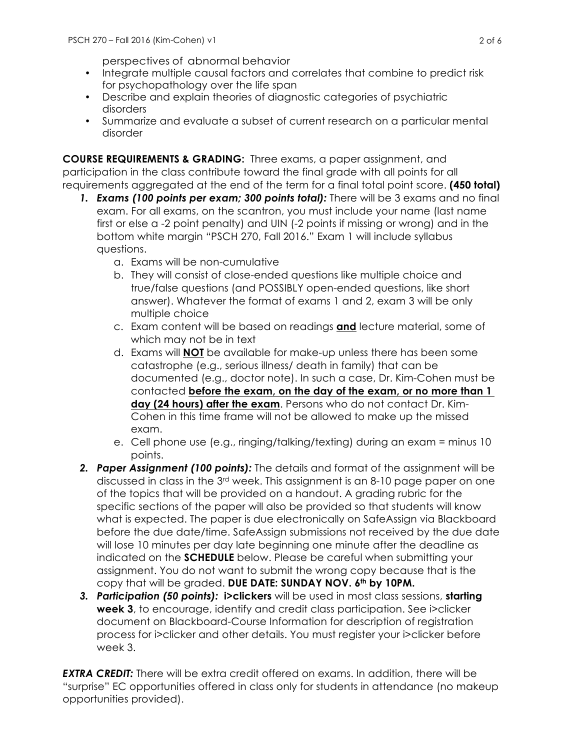perspectives of abnormal behavior

- Integrate multiple causal factors and correlates that combine to predict risk for psychopathology over the life span
- Describe and explain theories of diagnostic categories of psychiatric disorders
- Summarize and evaluate a subset of current research on a particular mental disorder

**COURSE REQUIREMENTS & GRADING:** Three exams, a paper assignment, and participation in the class contribute toward the final grade with all points for all requirements aggregated at the end of the term for a final total point score. **(450 total)**

1. ***Exams (100 points per exam; 300 points total):*** There will be 3 exams and no final exam. For all exams, on the scantron, you must include your name (last name first or else a -2 point penalty) and UIN (-2 points if missing or wrong) and in the bottom white margin "PSCH 270, Fall 2016." Exam 1 will include syllabus questions.
   a. Exams will be non-cumulative
   b. They will consist of close-ended questions like multiple choice and true/false questions (and POSSIBLY open-ended questions, like short answer). Whatever the format of exams 1 and 2, exam 3 will be only multiple choice
   c. Exam content will be based on readings <u>**and**</u> lecture material, some of which may not be in text
   d. Exams will <u>**NOT**</u> be available for make-up unless there has been some catastrophe (e.g., serious illness/ death in family) that can be documented (e.g., doctor note). In such a case, Dr. Kim-Cohen must be contacted <u>**before the exam, on the day of the exam, or no more than 1 day (24 hours) after the exam**</u>. Persons who do not contact Dr. Kim-Cohen in this time frame will not be allowed to make up the missed exam.
   e. Cell phone use (e.g., ringing/talking/texting) during an exam = minus 10 points.
2. ***Paper Assignment (100 points):*** The details and format of the assignment will be discussed in class in the 3rd week. This assignment is an 8-10 page paper on one of the topics that will be provided on a handout. A grading rubric for the specific sections of the paper will also be provided so that students will know what is expected. The paper is due electronically on SafeAssign via Blackboard before the due date/time. SafeAssign submissions not received by the due date will lose 10 minutes per day late beginning one minute after the deadline as indicated on the **SCHEDULE** below. Please be careful when submitting your assignment. You do not want to submit the wrong copy because that is the copy that will be graded. **DUE DATE: SUNDAY NOV. 6th by 10PM.**
3. ***Participation (50 points):*** **i>clickers** will be used in most class sessions, **starting week 3**, to encourage, identify and credit class participation. See i>clicker document on Blackboard-Course Information for description of registration process for i>clicker and other details. You must register your i>clicker before week 3.

***EXTRA CREDIT:*** There will be extra credit offered on exams. In addition, there will be "surprise" EC opportunities offered in class only for students in attendance (no makeup opportunities provided).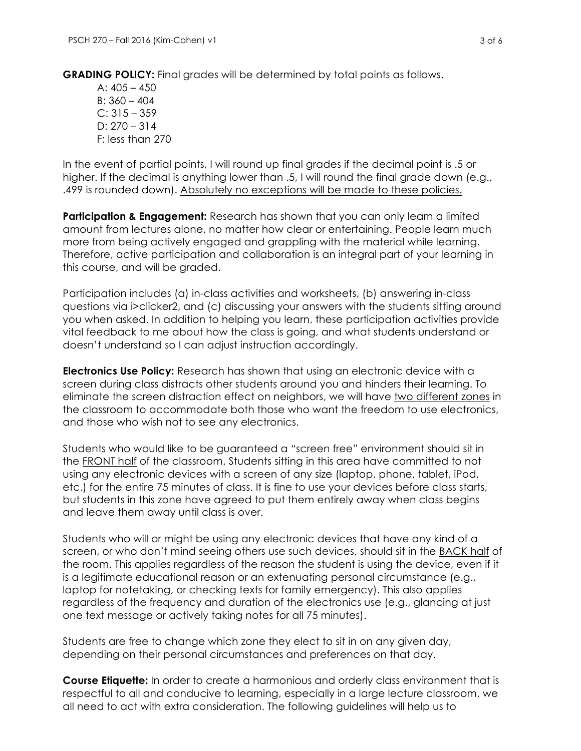**GRADING POLICY:** Final grades will be determined by total points as follows.

A: 405 – 450
B: 360 – 404
C: 315 – 359
D: 270 – 314
F: less than 270

In the event of partial points, I will round up final grades if the decimal point is .5 or higher. If the decimal is anything lower than .5, I will round the final grade down (e.g., .499 is rounded down). <u>Absolutely no exceptions will be made to these policies.</u>

**Participation & Engagement:** Research has shown that you can only learn a limited amount from lectures alone, no matter how clear or entertaining. People learn much more from being actively engaged and grappling with the material while learning. Therefore, active participation and collaboration is an integral part of your learning in this course, and will be graded.

Participation includes (a) in-class activities and worksheets, (b) answering in-class questions via i>clicker2, and (c) discussing your answers with the students sitting around you when asked. In addition to helping you learn, these participation activities provide vital feedback to me about how the class is going, and what students understand or doesn't understand so I can adjust instruction accordingly.

**Electronics Use Policy:** Research has shown that using an electronic device with a screen during class distracts other students around you and hinders their learning. To eliminate the screen distraction effect on neighbors, we will have <u>two different zones</u> in the classroom to accommodate both those who want the freedom to use electronics, and those who wish not to see any electronics.

Students who would like to be guaranteed a "screen free" environment should sit in the <u>FRONT half</u> of the classroom. Students sitting in this area have committed to not using any electronic devices with a screen of any size (laptop, phone, tablet, iPod, etc.) for the entire 75 minutes of class. It is fine to use your devices before class starts, but students in this zone have agreed to put them entirely away when class begins and leave them away until class is over.

Students who will or might be using any electronic devices that have any kind of a screen, or who don't mind seeing others use such devices, should sit in the <u>BACK half</u> of the room. This applies regardless of the reason the student is using the device, even if it is a legitimate educational reason or an extenuating personal circumstance (e.g., laptop for notetaking, or checking texts for family emergency). This also applies regardless of the frequency and duration of the electronics use (e.g., glancing at just one text message or actively taking notes for all 75 minutes).

Students are free to change which zone they elect to sit in on any given day, depending on their personal circumstances and preferences on that day.

**Course Etiquette:** In order to create a harmonious and orderly class environment that is respectful to all and conducive to learning, especially in a large lecture classroom, we all need to act with extra consideration. The following guidelines will help us to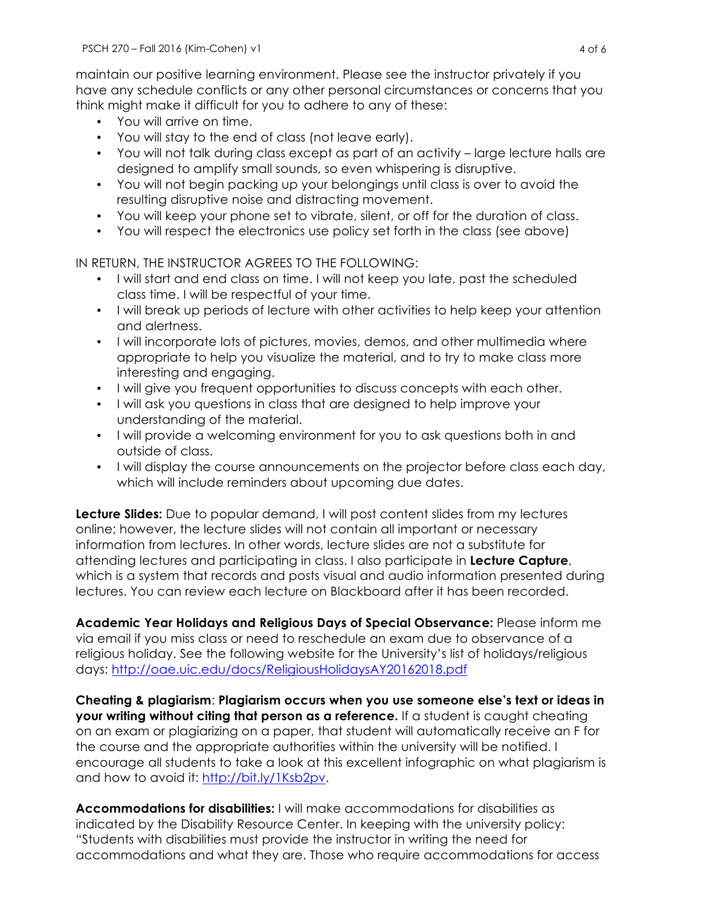maintain our positive learning environment. Please see the instructor privately if you have any schedule conflicts or any other personal circumstances or concerns that you think might make it difficult for you to adhere to any of these:

- You will arrive on time.
- You will stay to the end of class (not leave early).
- You will not talk during class except as part of an activity – large lecture halls are designed to amplify small sounds, so even whispering is disruptive.
- You will not begin packing up your belongings until class is over to avoid the resulting disruptive noise and distracting movement.
- You will keep your phone set to vibrate, silent, or off for the duration of class.
- You will respect the electronics use policy set forth in the class (see above)

IN RETURN, THE INSTRUCTOR AGREES TO THE FOLLOWING:

- I will start and end class on time. I will not keep you late, past the scheduled class time. I will be respectful of your time.
- I will break up periods of lecture with other activities to help keep your attention and alertness.
- I will incorporate lots of pictures, movies, demos, and other multimedia where appropriate to help you visualize the material, and to try to make class more interesting and engaging.
- I will give you frequent opportunities to discuss concepts with each other.
- I will ask you questions in class that are designed to help improve your understanding of the material.
- I will provide a welcoming environment for you to ask questions both in and outside of class.
- I will display the course announcements on the projector before class each day, which will include reminders about upcoming due dates.

**Lecture Slides:** Due to popular demand, I will post content slides from my lectures online; however, the lecture slides will not contain all important or necessary information from lectures. In other words, lecture slides are not a substitute for attending lectures and participating in class. I also participate in **Lecture Capture**, which is a system that records and posts visual and audio information presented during lectures. You can review each lecture on Blackboard after it has been recorded.

**Academic Year Holidays and Religious Days of Special Observance:** Please inform me via email if you miss class or need to reschedule an exam due to observance of a religious holiday. See the following website for the University's list of holidays/religious days: http://oae.uic.edu/docs/ReligiousHolidaysAY20162018.pdf

**Cheating & plagiarism**: **Plagiarism occurs when you use someone else's text or ideas in your writing without citing that person as a reference.** If a student is caught cheating on an exam or plagiarizing on a paper, that student will automatically receive an F for the course and the appropriate authorities within the university will be notified. I encourage all students to take a look at this excellent infographic on what plagiarism is and how to avoid it: http://bit.ly/1Ksb2pv.

**Accommodations for disabilities:** I will make accommodations for disabilities as indicated by the Disability Resource Center. In keeping with the university policy: "Students with disabilities must provide the instructor in writing the need for accommodations and what they are. Those who require accommodations for access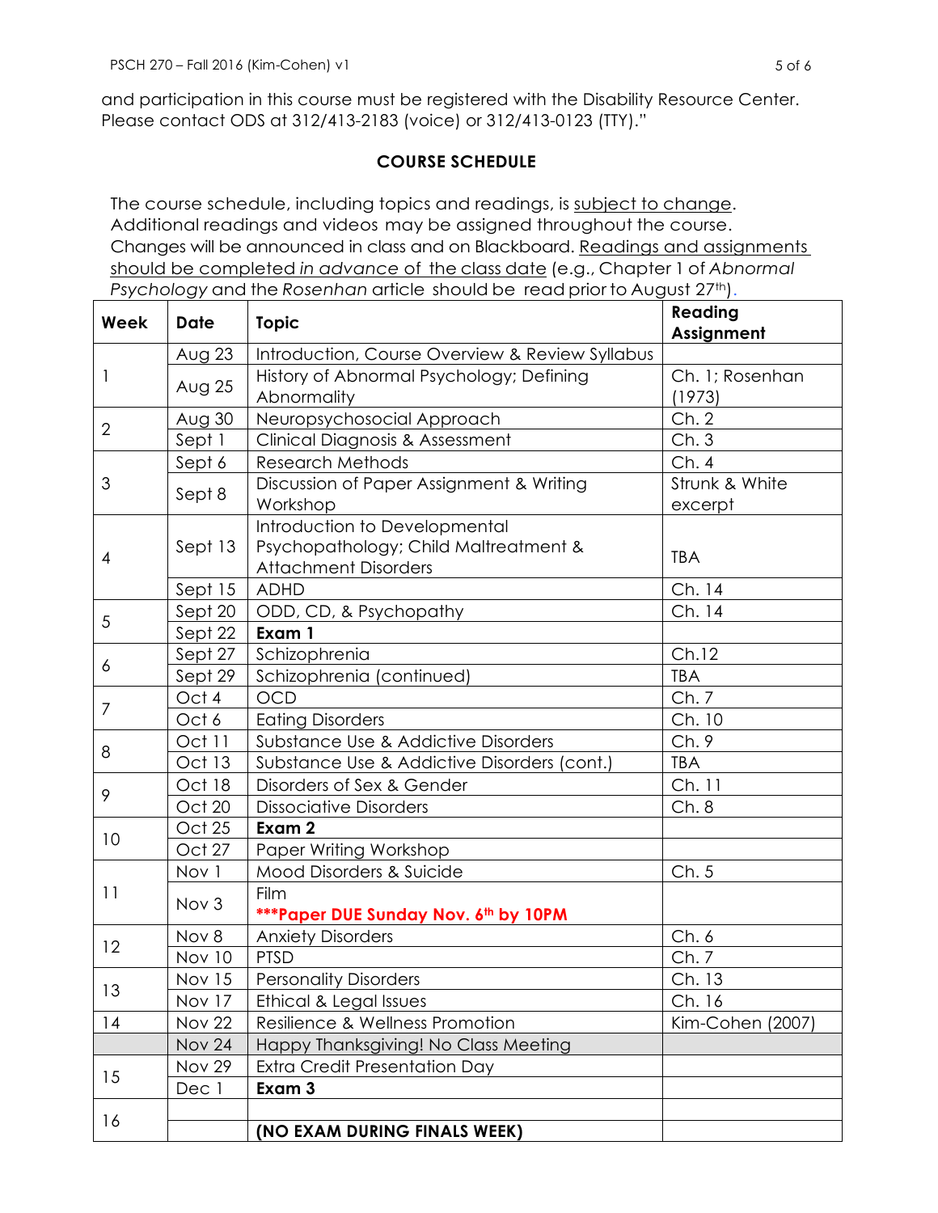and participation in this course must be registered with the Disability Resource Center. Please contact ODS at 312/413-2183 (voice) or 312/413-0123 (TTY)."

## COURSE SCHEDULE

The course schedule, including topics and readings, is subject to change. Additional readings and videos may be assigned throughout the course. Changes will be announced in class and on Blackboard. Readings and assignments should be completed *in advance* of the class date (e.g., Chapter 1 of *Abnormal Psychology* and the *Rosenhan* article should be read prior to August 27th).

| Week | Date | Topic | Reading Assignment |
|---|---|---|---|
| 1 | Aug 23 | Introduction, Course Overview & Review Syllabus | |
| | Aug 25 | History of Abnormal Psychology; Defining Abnormality | Ch. 1; Rosenhan (1973) |
| 2 | Aug 30 | Neuropsychosocial Approach | Ch. 2 |
| | Sept 1 | Clinical Diagnosis & Assessment | Ch. 3 |
| 3 | Sept 6 | Research Methods | Ch. 4 |
| | Sept 8 | Discussion of Paper Assignment & Writing Workshop | Strunk & White excerpt |
| 4 | Sept 13 | Introduction to Developmental Psychopathology; Child Maltreatment & Attachment Disorders | TBA |
| | Sept 15 | ADHD | Ch. 14 |
| 5 | Sept 20 | ODD, CD, & Psychopathy | Ch. 14 |
| | Sept 22 | **Exam 1** | |
| 6 | Sept 27 | Schizophrenia | Ch.12 |
| | Sept 29 | Schizophrenia (continued) | TBA |
| 7 | Oct 4 | OCD | Ch. 7 |
| | Oct 6 | Eating Disorders | Ch. 10 |
| 8 | Oct 11 | Substance Use & Addictive Disorders | Ch. 9 |
| | Oct 13 | Substance Use & Addictive Disorders (cont.) | TBA |
| 9 | Oct 18 | Disorders of Sex & Gender | Ch. 11 |
| | Oct 20 | Dissociative Disorders | Ch. 8 |
| 10 | Oct 25 | **Exam 2** | |
| | Oct 27 | Paper Writing Workshop | |
| 11 | Nov 1 | Mood Disorders & Suicide | Ch. 5 |
| | Nov 3 | Film **\*\*\*Paper DUE Sunday Nov. 6th by 10PM** | |
| 12 | Nov 8 | Anxiety Disorders | Ch. 6 |
| | Nov 10 | PTSD | Ch. 7 |
| 13 | Nov 15 | Personality Disorders | Ch. 13 |
| | Nov 17 | Ethical & Legal Issues | Ch. 16 |
| 14 | Nov 22 | Resilience & Wellness Promotion | Kim-Cohen (2007) |
| | Nov 24 | Happy Thanksgiving! No Class Meeting | |
| 15 | Nov 29 | Extra Credit Presentation Day | |
| | Dec 1 | **Exam 3** | |
| 16 | | | |
| | | **(NO EXAM DURING FINALS WEEK)** | |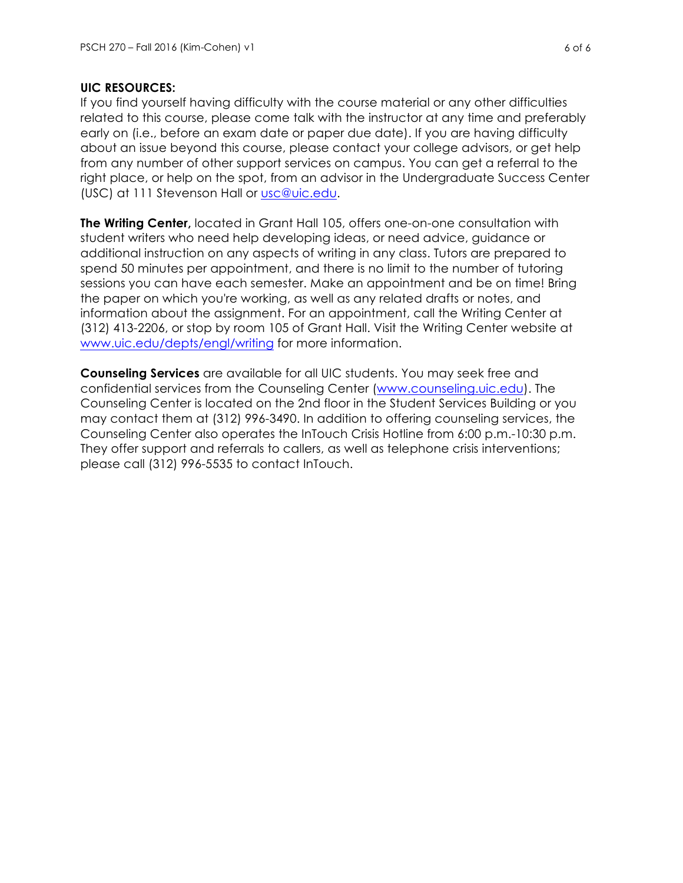**UIC RESOURCES:**

If you find yourself having difficulty with the course material or any other difficulties related to this course, please come talk with the instructor at any time and preferably early on (i.e., before an exam date or paper due date). If you are having difficulty about an issue beyond this course, please contact your college advisors, or get help from any number of other support services on campus. You can get a referral to the right place, or help on the spot, from an advisor in the Undergraduate Success Center (USC) at 111 Stevenson Hall or usc@uic.edu.

**The Writing Center,** located in Grant Hall 105, offers one-on-one consultation with student writers who need help developing ideas, or need advice, guidance or additional instruction on any aspects of writing in any class. Tutors are prepared to spend 50 minutes per appointment, and there is no limit to the number of tutoring sessions you can have each semester. Make an appointment and be on time! Bring the paper on which you're working, as well as any related drafts or notes, and information about the assignment. For an appointment, call the Writing Center at (312) 413-2206, or stop by room 105 of Grant Hall. Visit the Writing Center website at www.uic.edu/depts/engl/writing for more information.

**Counseling Services** are available for all UIC students. You may seek free and confidential services from the Counseling Center (www.counseling.uic.edu). The Counseling Center is located on the 2nd floor in the Student Services Building or you may contact them at (312) 996-3490. In addition to offering counseling services, the Counseling Center also operates the InTouch Crisis Hotline from 6:00 p.m.-10:30 p.m. They offer support and referrals to callers, as well as telephone crisis interventions; please call (312) 996-5535 to contact InTouch.